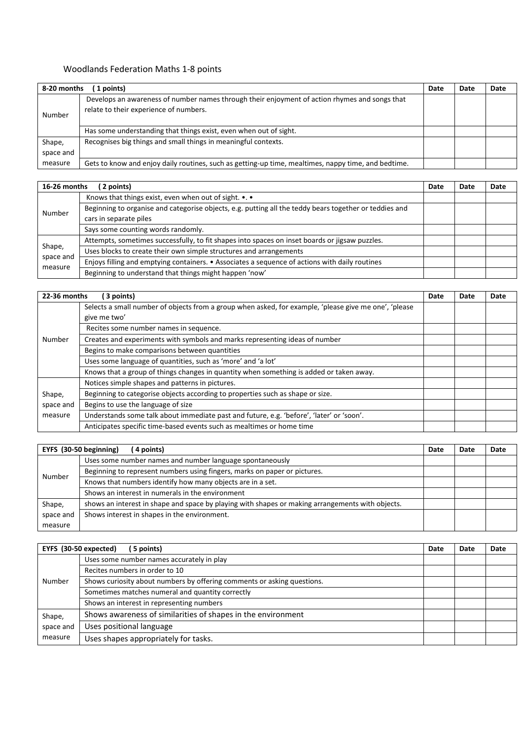Woodlands Federation Maths 1-8 points

| 8-20 months ( 1 points) | | Date | Date | Date |
|---|---|---|---|---|
| Number | Develops an awareness of number names through their enjoyment of action rhymes and songs that relate to their experience of numbers. | | | |
| | Has some understanding that things exist, even when out of sight. | | | |
| Shape, space and measure | Recognises big things and small things in meaningful contexts. | | | |
| | Gets to know and enjoy daily routines, such as getting-up time, mealtimes, nappy time, and bedtime. | | | |

| 16-26 months ( 2 points) | | Date | Date | Date |
|---|---|---|---|---|
| Number | Knows that things exist, even when out of sight. •. • | | | |
| | Beginning to organise and categorise objects, e.g. putting all the teddy bears together or teddies and cars in separate piles | | | |
| | Says some counting words randomly. | | | |
| Shape, space and measure | Attempts, sometimes successfully, to fit shapes into spaces on inset boards or jigsaw puzzles. | | | |
| | Uses blocks to create their own simple structures and arrangements | | | |
| | Enjoys filling and emptying containers. • Associates a sequence of actions with daily routines | | | |
| | Beginning to understand that things might happen 'now' | | | |

| 22-36 months ( 3 points) | | Date | Date | Date |
|---|---|---|---|---|
| Number | Selects a small number of objects from a group when asked, for example, 'please give me one', 'please give me two' | | | |
| | Recites some number names in sequence. | | | |
| | Creates and experiments with symbols and marks representing ideas of number | | | |
| | Begins to make comparisons between quantities | | | |
| | Uses some language of quantities, such as 'more' and 'a lot' | | | |
| | Knows that a group of things changes in quantity when something is added or taken away. | | | |
| Shape, space and measure | Notices simple shapes and patterns in pictures. | | | |
| | Beginning to categorise objects according to properties such as shape or size. | | | |
| | Begins to use the language of size | | | |
| | Understands some talk about immediate past and future, e.g. 'before', 'later' or 'soon'. | | | |
| | Anticipates specific time-based events such as mealtimes or home time | | | |

| EYFS (30-50 beginning) ( 4 points) | | Date | Date | Date |
|---|---|---|---|---|
| Number | Uses some number names and number language spontaneously | | | |
| | Beginning to represent numbers using fingers, marks on paper or pictures. | | | |
| | Knows that numbers identify how many objects are in a set. | | | |
| | Shows an interest in numerals in the environment | | | |
| Shape, space and measure | shows an interest in shape and space by playing with shapes or making arrangements with objects. | | | |
| | Shows interest in shapes in the environment. | | | |

| EYFS (30-50 expected) ( 5 points) | | Date | Date | Date |
|---|---|---|---|---|
| Number | Uses some number names accurately in play | | | |
| | Recites numbers in order to 10 | | | |
| | Shows curiosity about numbers by offering comments or asking questions. | | | |
| | Sometimes matches numeral and quantity correctly | | | |
| | Shows an interest in representing numbers | | | |
| Shape, space and measure | Shows awareness of similarities of shapes in the environment | | | |
| | Uses positional language | | | |
| | Uses shapes appropriately for tasks. | | | |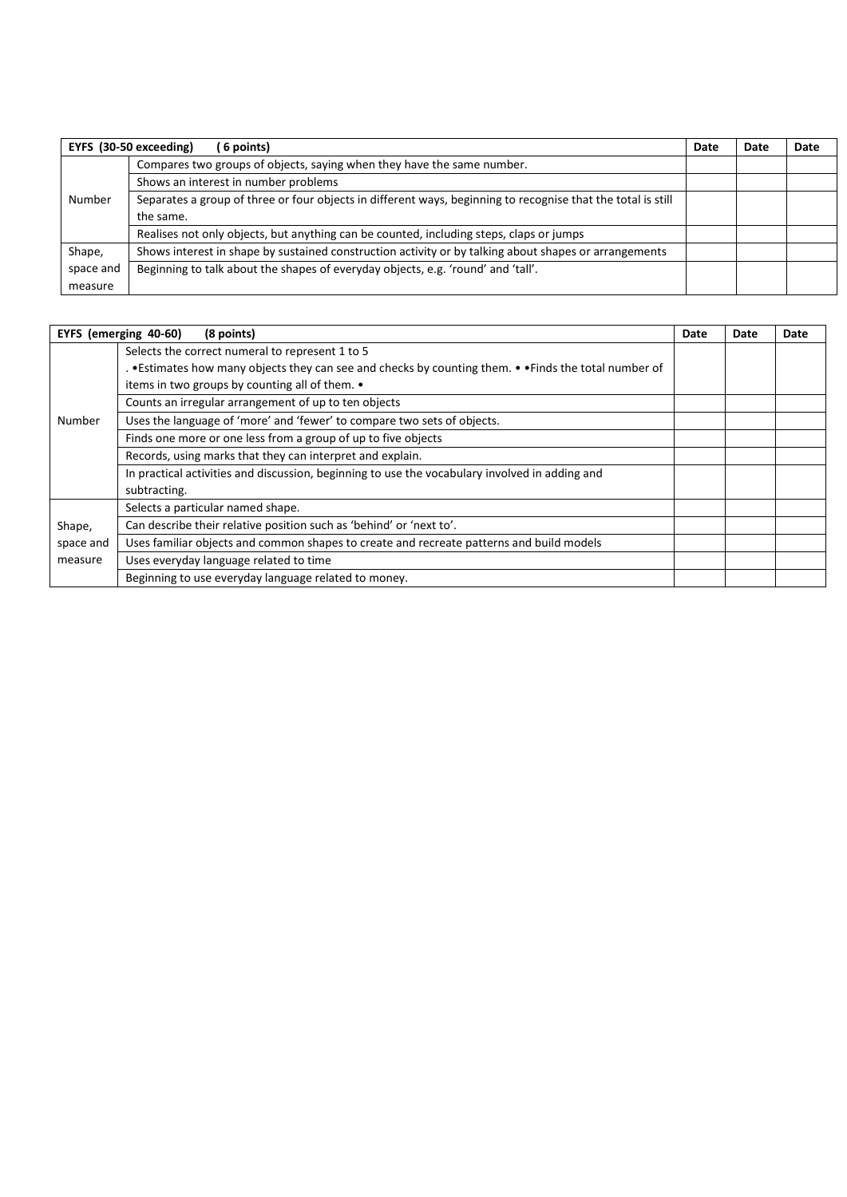| EYFS (30-50 exceeding) ( 6 points) | | Date | Date | Date |
|---|---|---|---|---|
| Number | Compares two groups of objects, saying when they have the same number. | | | |
| | Shows an interest in number problems | | | |
| | Separates a group of three or four objects in different ways, beginning to recognise that the total is still the same. | | | |
| | Realises not only objects, but anything can be counted, including steps, claps or jumps | | | |
| Shape, space and measure | Shows interest in shape by sustained construction activity or by talking about shapes or arrangements | | | |
| | Beginning to talk about the shapes of everyday objects, e.g. 'round' and 'tall'. | | | |

| EYFS (emerging 40-60) (8 points) | | Date | Date | Date |
|---|---|---|---|---|
| Number | Selects the correct numeral to represent 1 to 5<br>. •Estimates how many objects they can see and checks by counting them. • •Finds the total number of items in two groups by counting all of them. • | | | |
| | Counts an irregular arrangement of up to ten objects | | | |
| | Uses the language of 'more' and 'fewer' to compare two sets of objects. | | | |
| | Finds one more or one less from a group of up to five objects | | | |
| | Records, using marks that they can interpret and explain. | | | |
| | In practical activities and discussion, beginning to use the vocabulary involved in adding and subtracting. | | | |
| Shape, space and measure | Selects a particular named shape. | | | |
| | Can describe their relative position such as 'behind' or 'next to'. | | | |
| | Uses familiar objects and common shapes to create and recreate patterns and build models | | | |
| | Uses everyday language related to time | | | |
| | Beginning to use everyday language related to money. | | | |